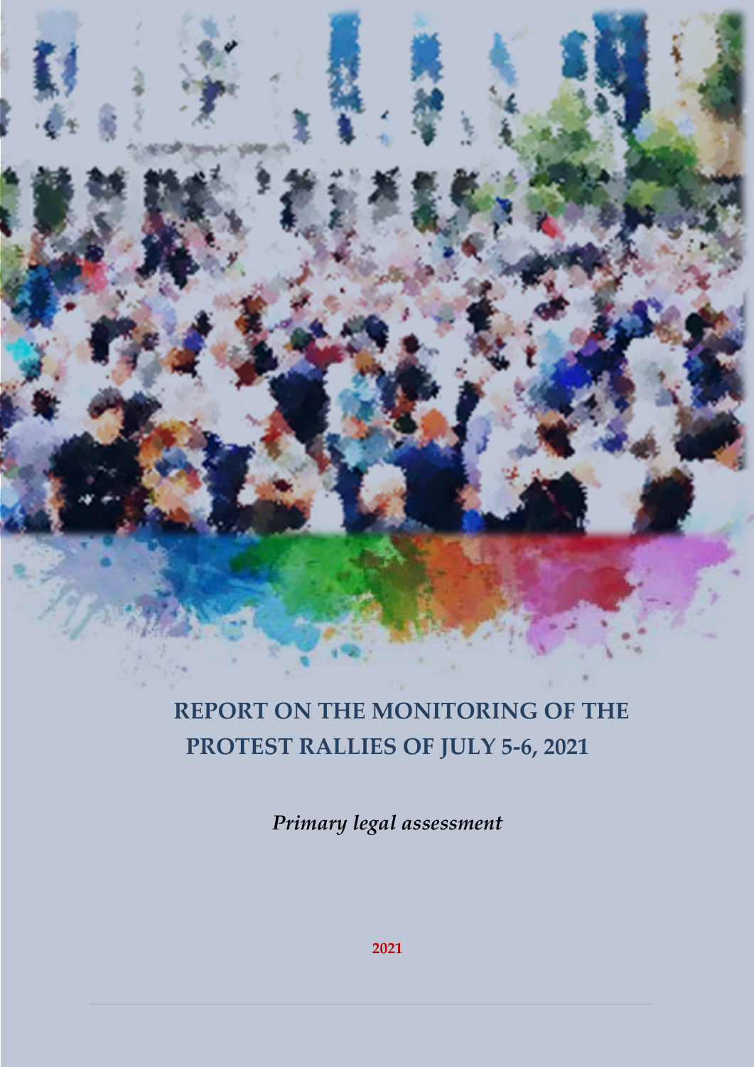# REPORT ON THE MONITORING OF THE PROTEST RALLIES OF JULY 5-6, 2021

*Primary legal assessment*

**2021**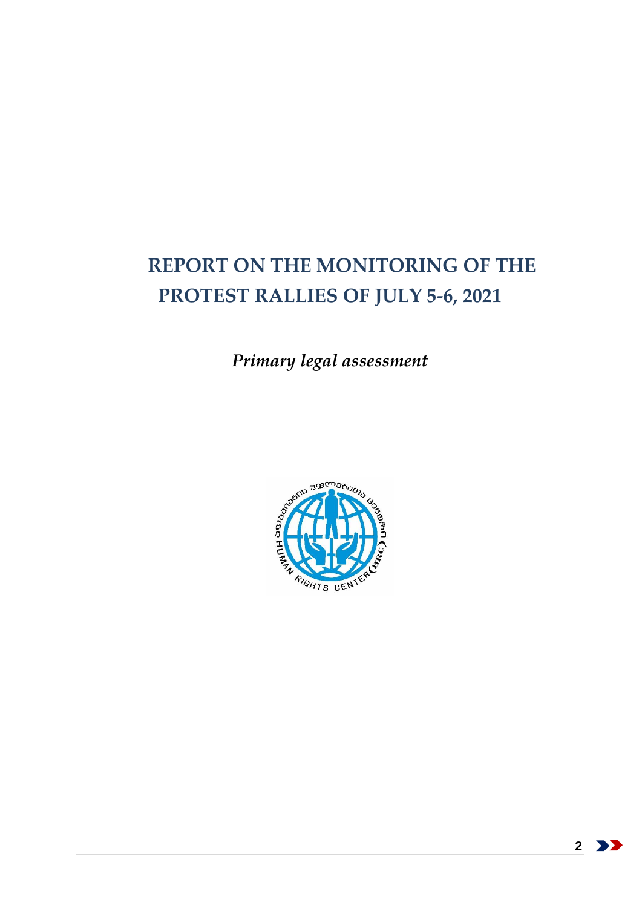# REPORT ON THE MONITORING OF THE PROTEST RALLIES OF JULY 5-6, 2021

*Primary legal assessment*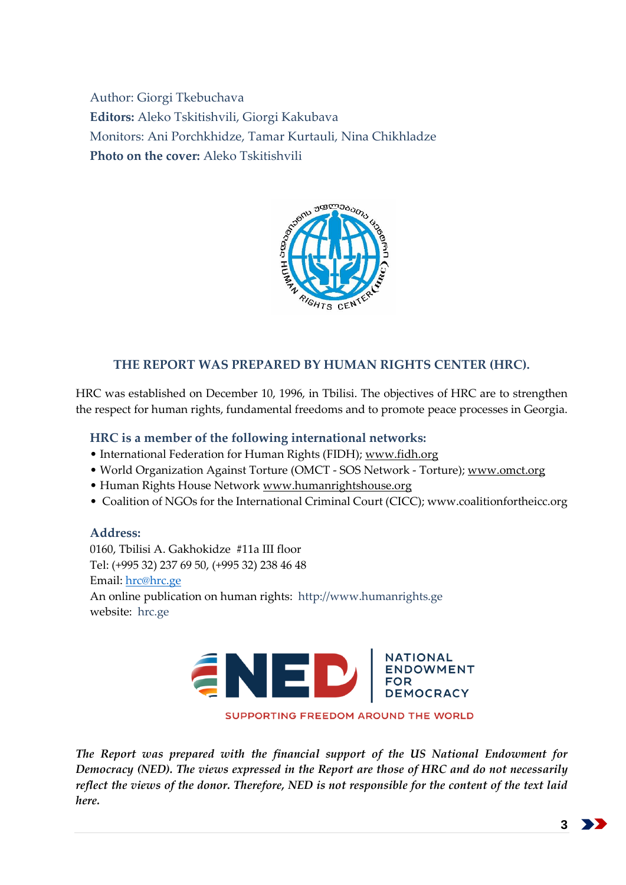Author: Giorgi Tkebuchava
**Editors:** Aleko Tskitishvili, Giorgi Kakubava
Monitors: Ani Porchkhidze, Tamar Kurtauli, Nina Chikhladze
**Photo on the cover:** Aleko Tskitishvili

## THE REPORT WAS PREPARED BY HUMAN RIGHTS CENTER (HRC).

HRC was established on December 10, 1996, in Tbilisi. The objectives of HRC are to strengthen the respect for human rights, fundamental freedoms and to promote peace processes in Georgia.

### HRC is a member of the following international networks:

- International Federation for Human Rights (FIDH); www.fidh.org
- World Organization Against Torture (OMCT - SOS Network - Torture); www.omct.org
- Human Rights House Network www.humanrightshouse.org
- Coalition of NGOs for the International Criminal Court (CICC); www.coalitionfortheicc.org

### Address:

0160, Tbilisi A. Gakhokidze #11a III floor
Tel: (+995 32) 237 69 50, (+995 32) 238 46 48
Email: hrc@hrc.ge
An online publication on human rights: http://www.humanrights.ge
website: hrc.ge

NED | NATIONAL ENDOWMENT FOR DEMOCRACY
SUPPORTING FREEDOM AROUND THE WORLD

*The Report was prepared with the financial support of the US National Endowment for Democracy (NED). The views expressed in the Report are those of HRC and do not necessarily reflect the views of the donor. Therefore, NED is not responsible for the content of the text laid here.*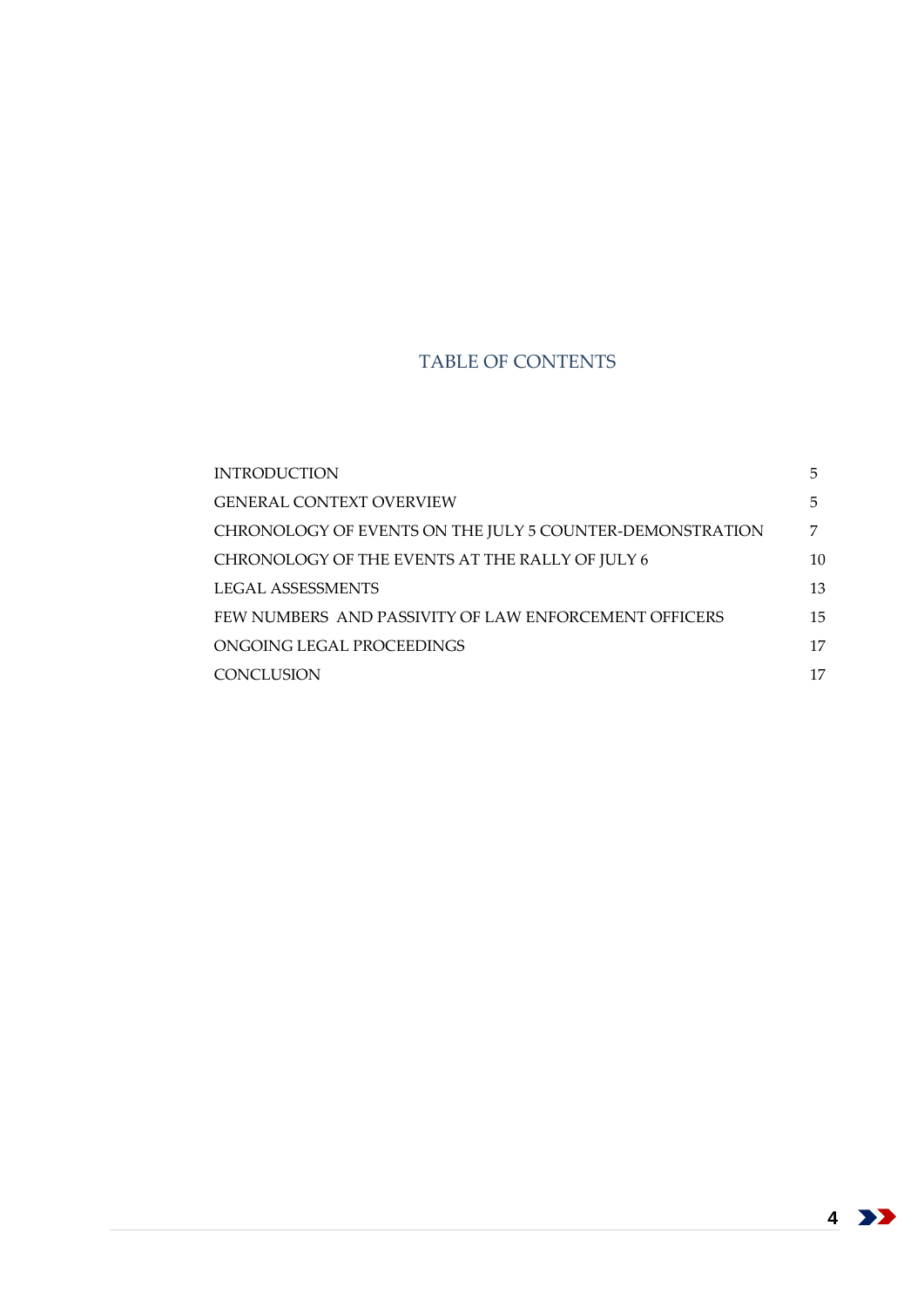# TABLE OF CONTENTS

| | |
|---|---|
| INTRODUCTION | 5 |
| GENERAL CONTEXT OVERVIEW | 5 |
| CHRONOLOGY OF EVENTS ON THE JULY 5 COUNTER-DEMONSTRATION | 7 |
| CHRONOLOGY OF THE EVENTS AT THE RALLY OF JULY 6 | 10 |
| LEGAL ASSESSMENTS | 13 |
| FEW NUMBERS AND PASSIVITY OF LAW ENFORCEMENT OFFICERS | 15 |
| ONGOING LEGAL PROCEEDINGS | 17 |
| CONCLUSION | 17 |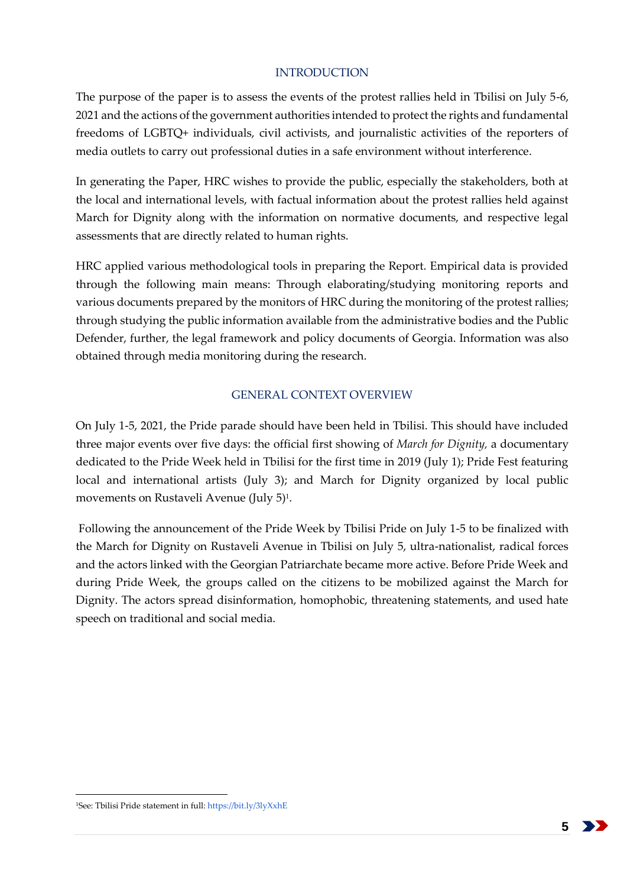## INTRODUCTION

The purpose of the paper is to assess the events of the protest rallies held in Tbilisi on July 5-6, 2021 and the actions of the government authorities intended to protect the rights and fundamental freedoms of LGBTQ+ individuals, civil activists, and journalistic activities of the reporters of media outlets to carry out professional duties in a safe environment without interference.

In generating the Paper, HRC wishes to provide the public, especially the stakeholders, both at the local and international levels, with factual information about the protest rallies held against March for Dignity along with the information on normative documents, and respective legal assessments that are directly related to human rights.

HRC applied various methodological tools in preparing the Report. Empirical data is provided through the following main means: Through elaborating/studying monitoring reports and various documents prepared by the monitors of HRC during the monitoring of the protest rallies; through studying the public information available from the administrative bodies and the Public Defender, further, the legal framework and policy documents of Georgia. Information was also obtained through media monitoring during the research.

## GENERAL CONTEXT OVERVIEW

On July 1-5, 2021, the Pride parade should have been held in Tbilisi. This should have included three major events over five days: the official first showing of *March for Dignity,* a documentary dedicated to the Pride Week held in Tbilisi for the first time in 2019 (July 1); Pride Fest featuring local and international artists (July 3); and March for Dignity organized by local public movements on Rustaveli Avenue (July 5)[1].

Following the announcement of the Pride Week by Tbilisi Pride on July 1-5 to be finalized with the March for Dignity on Rustaveli Avenue in Tbilisi on July 5, ultra-nationalist, radical forces and the actors linked with the Georgian Patriarchate became more active. Before Pride Week and during Pride Week, the groups called on the citizens to be mobilized against the March for Dignity. The actors spread disinformation, homophobic, threatening statements, and used hate speech on traditional and social media.

---

[1] See: Tbilisi Pride statement in full: https://bit.ly/3lyXxhE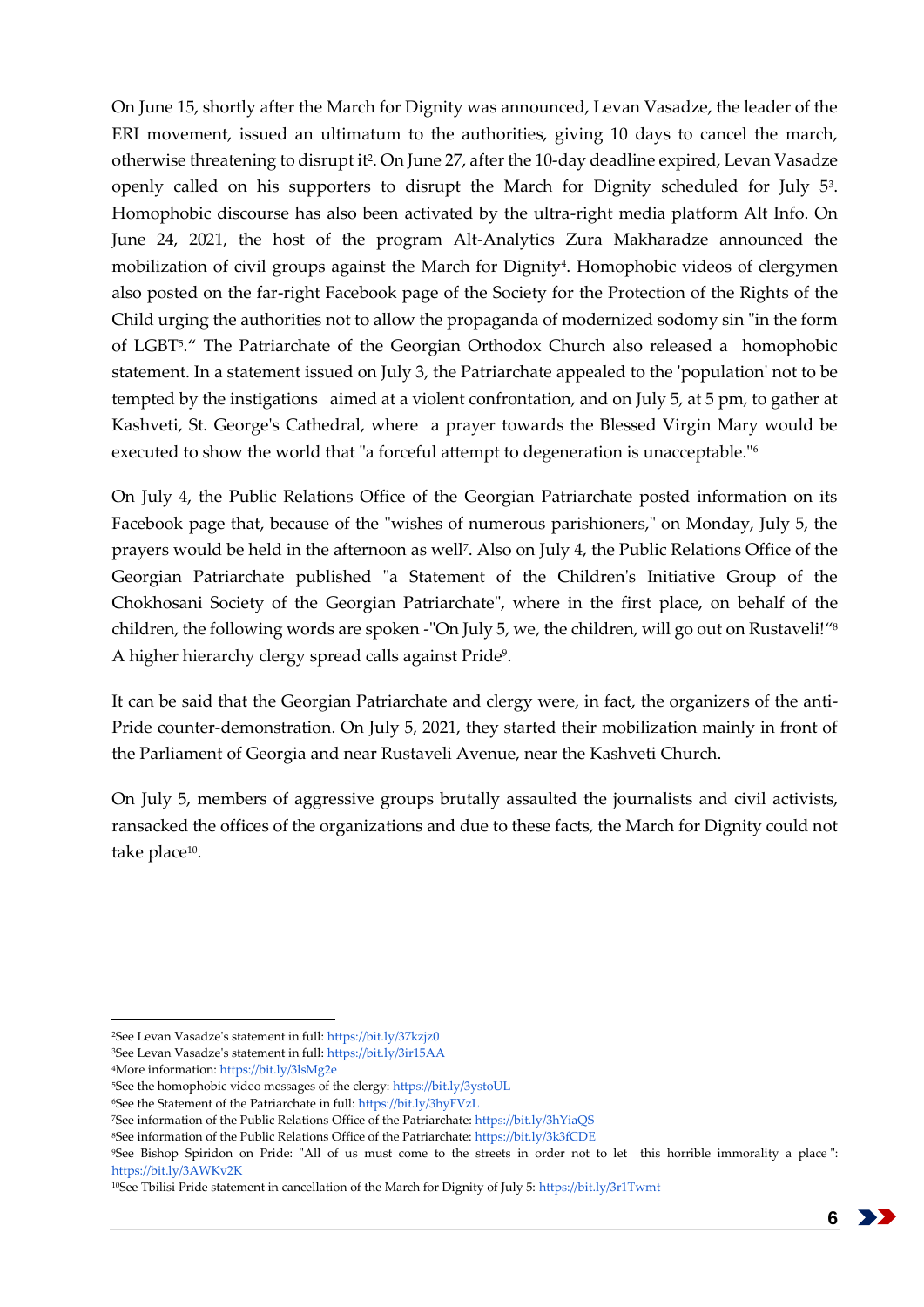On June 15, shortly after the March for Dignity was announced, Levan Vasadze, the leader of the ERI movement, issued an ultimatum to the authorities, giving 10 days to cancel the march, otherwise threatening to disrupt it[2]. On June 27, after the 10-day deadline expired, Levan Vasadze openly called on his supporters to disrupt the March for Dignity scheduled for July 5[3]. Homophobic discourse has also been activated by the ultra-right media platform Alt Info. On June 24, 2021, the host of the program Alt-Analytics Zura Makharadze announced the mobilization of civil groups against the March for Dignity[4]. Homophobic videos of clergymen also posted on the far-right Facebook page of the Society for the Protection of the Rights of the Child urging the authorities not to allow the propaganda of modernized sodomy sin "in the form of LGBT[5]." The Patriarchate of the Georgian Orthodox Church also released a homophobic statement. In a statement issued on July 3, the Patriarchate appealed to the 'population' not to be tempted by the instigations aimed at a violent confrontation, and on July 5, at 5 pm, to gather at Kashveti, St. George's Cathedral, where a prayer towards the Blessed Virgin Mary would be executed to show the world that "a forceful attempt to degeneration is unacceptable."[6]

On July 4, the Public Relations Office of the Georgian Patriarchate posted information on its Facebook page that, because of the "wishes of numerous parishioners," on Monday, July 5, the prayers would be held in the afternoon as well[7]. Also on July 4, the Public Relations Office of the Georgian Patriarchate published "a Statement of the Children's Initiative Group of the Chokhosani Society of the Georgian Patriarchate", where in the first place, on behalf of the children, the following words are spoken -"On July 5, we, the children, will go out on Rustaveli!"[8] A higher hierarchy clergy spread calls against Pride[9].

It can be said that the Georgian Patriarchate and clergy were, in fact, the organizers of the anti-Pride counter-demonstration. On July 5, 2021, they started their mobilization mainly in front of the Parliament of Georgia and near Rustaveli Avenue, near the Kashveti Church.

On July 5, members of aggressive groups brutally assaulted the journalists and civil activists, ransacked the offices of the organizations and due to these facts, the March for Dignity could not take place[10].

---

[2]See Levan Vasadze's statement in full: https://bit.ly/37kzjz0

[3]See Levan Vasadze's statement in full: https://bit.ly/3ir15AA

[4]More information: https://bit.ly/3lsMg2e

[5]See the homophobic video messages of the clergy: https://bit.ly/3ystoUL

[6]See the Statement of the Patriarchate in full: https://bit.ly/3hyFVzL

[7]See information of the Public Relations Office of the Patriarchate: https://bit.ly/3hYiaQS

[8]See information of the Public Relations Office of the Patriarchate: https://bit.ly/3k3fCDE

[9]See Bishop Spiridon on Pride: "All of us must come to the streets in order not to let this horrible immorality a place": https://bit.ly/3AWKv2K

[10]See Tbilisi Pride statement in cancellation of the March for Dignity of July 5: https://bit.ly/3r1Twmt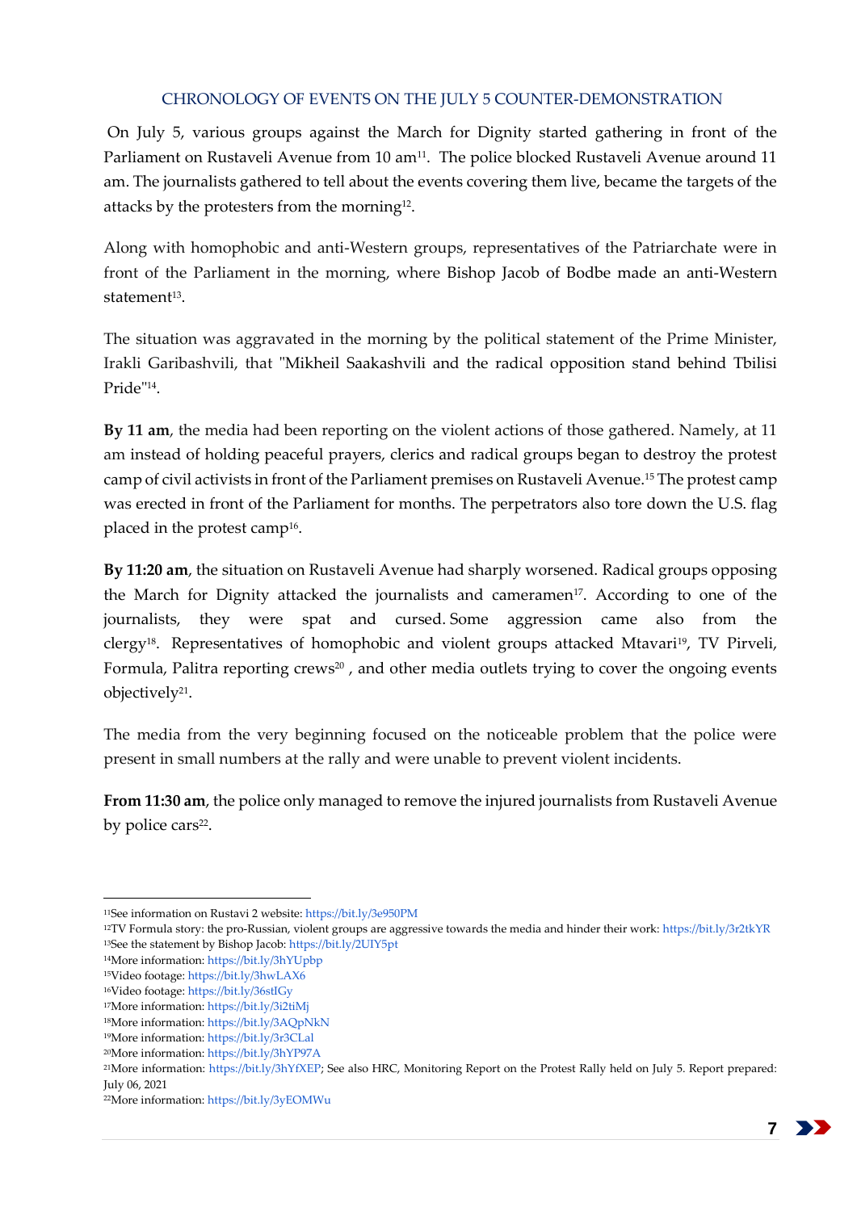## CHRONOLOGY OF EVENTS ON THE JULY 5 COUNTER-DEMONSTRATION

On July 5, various groups against the March for Dignity started gathering in front of the Parliament on Rustaveli Avenue from 10 am[11]. The police blocked Rustaveli Avenue around 11 am. The journalists gathered to tell about the events covering them live, became the targets of the attacks by the protesters from the morning[12].

Along with homophobic and anti-Western groups, representatives of the Patriarchate were in front of the Parliament in the morning, where Bishop Jacob of Bodbe made an anti-Western statement[13].

The situation was aggravated in the morning by the political statement of the Prime Minister, Irakli Garibashvili, that "Mikheil Saakashvili and the radical opposition stand behind Tbilisi Pride"[14].

**By 11 am**, the media had been reporting on the violent actions of those gathered. Namely, at 11 am instead of holding peaceful prayers, clerics and radical groups began to destroy the protest camp of civil activists in front of the Parliament premises on Rustaveli Avenue.[15] The protest camp was erected in front of the Parliament for months. The perpetrators also tore down the U.S. flag placed in the protest camp[16].

**By 11:20 am**, the situation on Rustaveli Avenue had sharply worsened. Radical groups opposing the March for Dignity attacked the journalists and cameramen[17]. According to one of the journalists, they were spat and cursed. Some aggression came also from the clergy[18]. Representatives of homophobic and violent groups attacked Mtavari[19], TV Pirveli, Formula, Palitra reporting crews[20] , and other media outlets trying to cover the ongoing events objectively[21].

The media from the very beginning focused on the noticeable problem that the police were present in small numbers at the rally and were unable to prevent violent incidents.

**From 11:30 am**, the police only managed to remove the injured journalists from Rustaveli Avenue by police cars[22].

---

[11]See information on Rustavi 2 website: https://bit.ly/3e950PM

[12]TV Formula story: the pro-Russian, violent groups are aggressive towards the media and hinder their work: https://bit.ly/3r2tkYR

[13]See the statement by Bishop Jacob: https://bit.ly/2UIY5pt

[14]More information: https://bit.ly/3hYUpbp

[15]Video footage: https://bit.ly/3hwLAX6

[16]Video footage: https://bit.ly/36stIGy

[17]More information: https://bit.ly/3i2tiMj

[18]More information: https://bit.ly/3AQpNkN

[19]More information: https://bit.ly/3r3CLal

[20]More information: https://bit.ly/3hYP97A

[21]More information: https://bit.ly/3hYfXEP; See also HRC, Monitoring Report on the Protest Rally held on July 5. Report prepared: July 06, 2021

[22]More information: https://bit.ly/3yEOMWu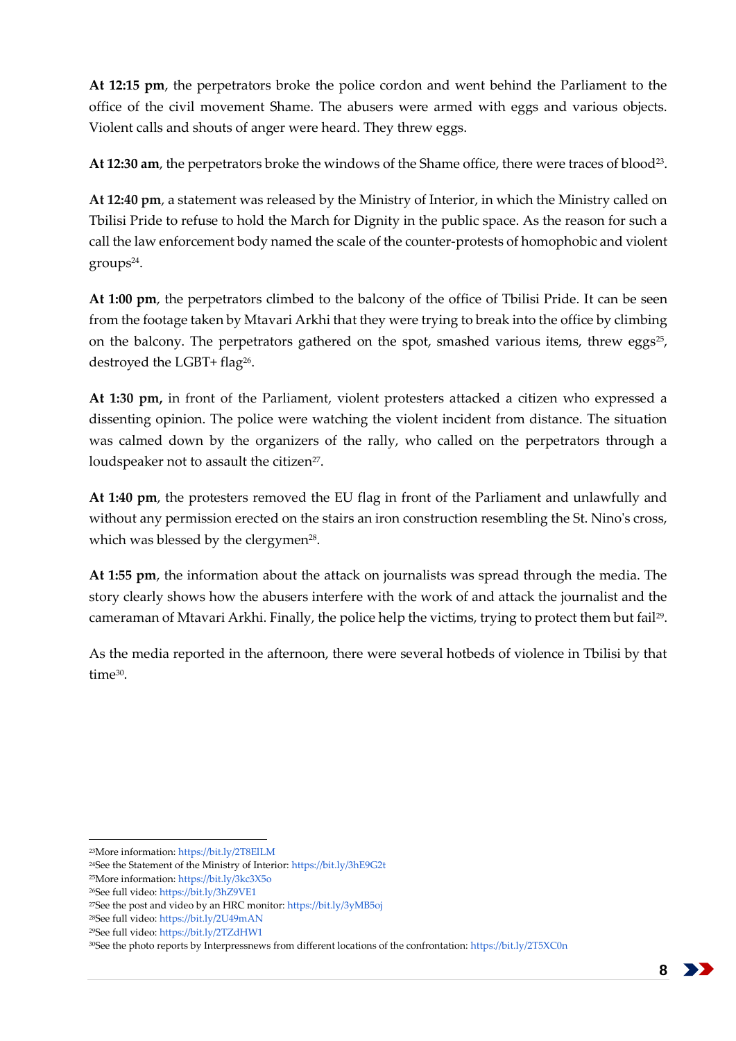**At 12:15 pm**, the perpetrators broke the police cordon and went behind the Parliament to the office of the civil movement Shame. The abusers were armed with eggs and various objects. Violent calls and shouts of anger were heard. They threw eggs.

**At 12:30 am**, the perpetrators broke the windows of the Shame office, there were traces of blood[23].

**At 12:40 pm**, a statement was released by the Ministry of Interior, in which the Ministry called on Tbilisi Pride to refuse to hold the March for Dignity in the public space. As the reason for such a call the law enforcement body named the scale of the counter-protests of homophobic and violent groups[24].

**At 1:00 pm**, the perpetrators climbed to the balcony of the office of Tbilisi Pride. It can be seen from the footage taken by Mtavari Arkhi that they were trying to break into the office by climbing on the balcony. The perpetrators gathered on the spot, smashed various items, threw eggs[25], destroyed the LGBT+ flag[26].

**At 1:30 pm,** in front of the Parliament, violent protesters attacked a citizen who expressed a dissenting opinion. The police were watching the violent incident from distance. The situation was calmed down by the organizers of the rally, who called on the perpetrators through a loudspeaker not to assault the citizen[27].

**At 1:40 pm**, the protesters removed the EU flag in front of the Parliament and unlawfully and without any permission erected on the stairs an iron construction resembling the St. Nino's cross, which was blessed by the clergymen[28].

**At 1:55 pm**, the information about the attack on journalists was spread through the media. The story clearly shows how the abusers interfere with the work of and attack the journalist and the cameraman of Mtavari Arkhi. Finally, the police help the victims, trying to protect them but fail[29].

As the media reported in the afternoon, there were several hotbeds of violence in Tbilisi by that time[30].

---

[23]More information: https://bit.ly/2T8ElLM

[24]See the Statement of the Ministry of Interior: https://bit.ly/3hE9G2t

[25]More information: https://bit.ly/3kc3X5o

[26]See full video: https://bit.ly/3hZ9VE1

[27]See the post and video by an HRC monitor: https://bit.ly/3yMB5oj

[28]See full video: https://bit.ly/2U49mAN

[29]See full video: https://bit.ly/2TZdHW1

[30]See the photo reports by Interpressnews from different locations of the confrontation: https://bit.ly/2T5XC0n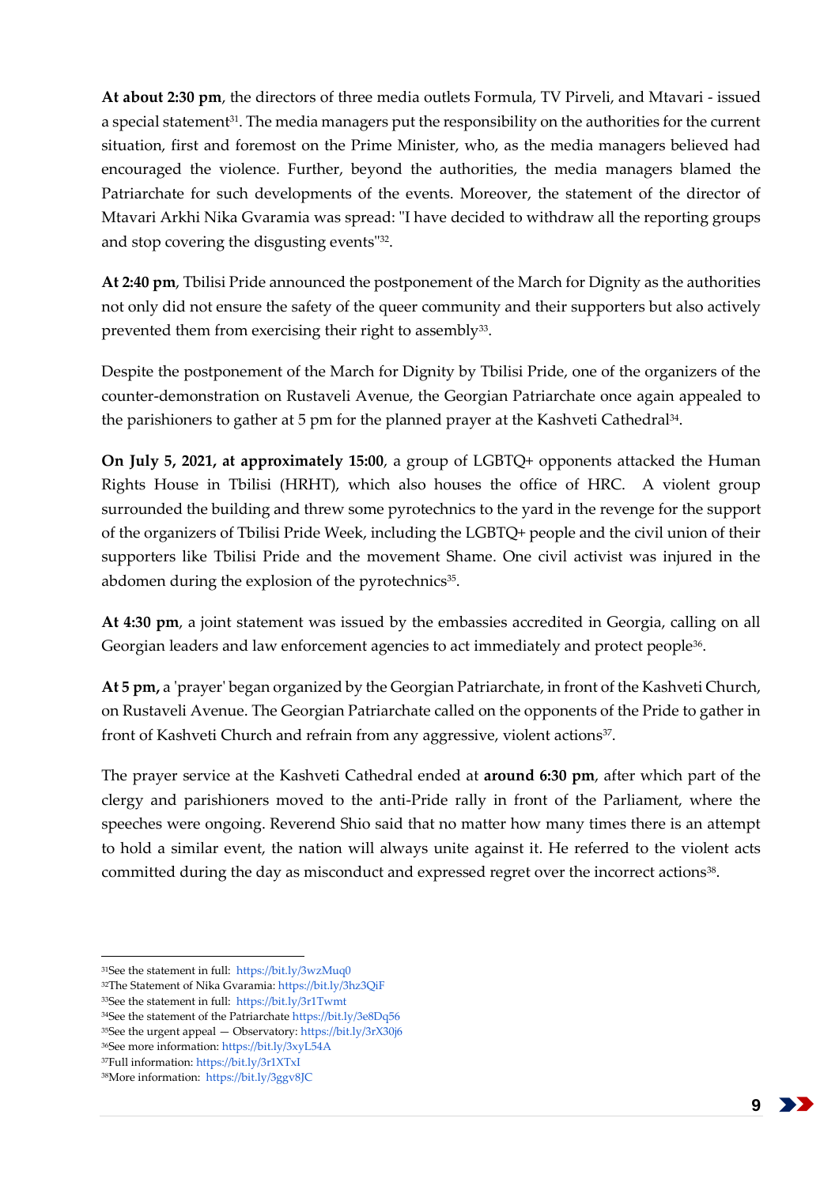**At about 2:30 pm**, the directors of three media outlets Formula, TV Pirveli, and Mtavari - issued a special statement[31]. The media managers put the responsibility on the authorities for the current situation, first and foremost on the Prime Minister, who, as the media managers believed had encouraged the violence. Further, beyond the authorities, the media managers blamed the Patriarchate for such developments of the events. Moreover, the statement of the director of Mtavari Arkhi Nika Gvaramia was spread: "I have decided to withdraw all the reporting groups and stop covering the disgusting events"[32].

**At 2:40 pm**, Tbilisi Pride announced the postponement of the March for Dignity as the authorities not only did not ensure the safety of the queer community and their supporters but also actively prevented them from exercising their right to assembly[33].

Despite the postponement of the March for Dignity by Tbilisi Pride, one of the organizers of the counter-demonstration on Rustaveli Avenue, the Georgian Patriarchate once again appealed to the parishioners to gather at 5 pm for the planned prayer at the Kashveti Cathedral[34].

**On July 5, 2021, at approximately 15:00**, a group of LGBTQ+ opponents attacked the Human Rights House in Tbilisi (HRHT), which also houses the office of HRC. A violent group surrounded the building and threw some pyrotechnics to the yard in the revenge for the support of the organizers of Tbilisi Pride Week, including the LGBTQ+ people and the civil union of their supporters like Tbilisi Pride and the movement Shame. One civil activist was injured in the abdomen during the explosion of the pyrotechnics[35].

**At 4:30 pm**, a joint statement was issued by the embassies accredited in Georgia, calling on all Georgian leaders and law enforcement agencies to act immediately and protect people[36].

**At 5 pm,** a 'prayer' began organized by the Georgian Patriarchate, in front of the Kashveti Church, on Rustaveli Avenue. The Georgian Patriarchate called on the opponents of the Pride to gather in front of Kashveti Church and refrain from any aggressive, violent actions[37].

The prayer service at the Kashveti Cathedral ended at **around 6:30 pm**, after which part of the clergy and parishioners moved to the anti-Pride rally in front of the Parliament, where the speeches were ongoing. Reverend Shio said that no matter how many times there is an attempt to hold a similar event, the nation will always unite against it. He referred to the violent acts committed during the day as misconduct and expressed regret over the incorrect actions[38].

---

[31] See the statement in full: https://bit.ly/3wzMuq0

[32] The Statement of Nika Gvaramia: https://bit.ly/3hz3QiF

[33] See the statement in full: https://bit.ly/3r1Twmt

[34] See the statement of the Patriarchate https://bit.ly/3e8Dq56

[35] See the urgent appeal — Observatory: https://bit.ly/3rX30j6

[36] See more information: https://bit.ly/3xyL54A

[37] Full information: https://bit.ly/3r1XTxI

[38] More information: https://bit.ly/3ggv8JC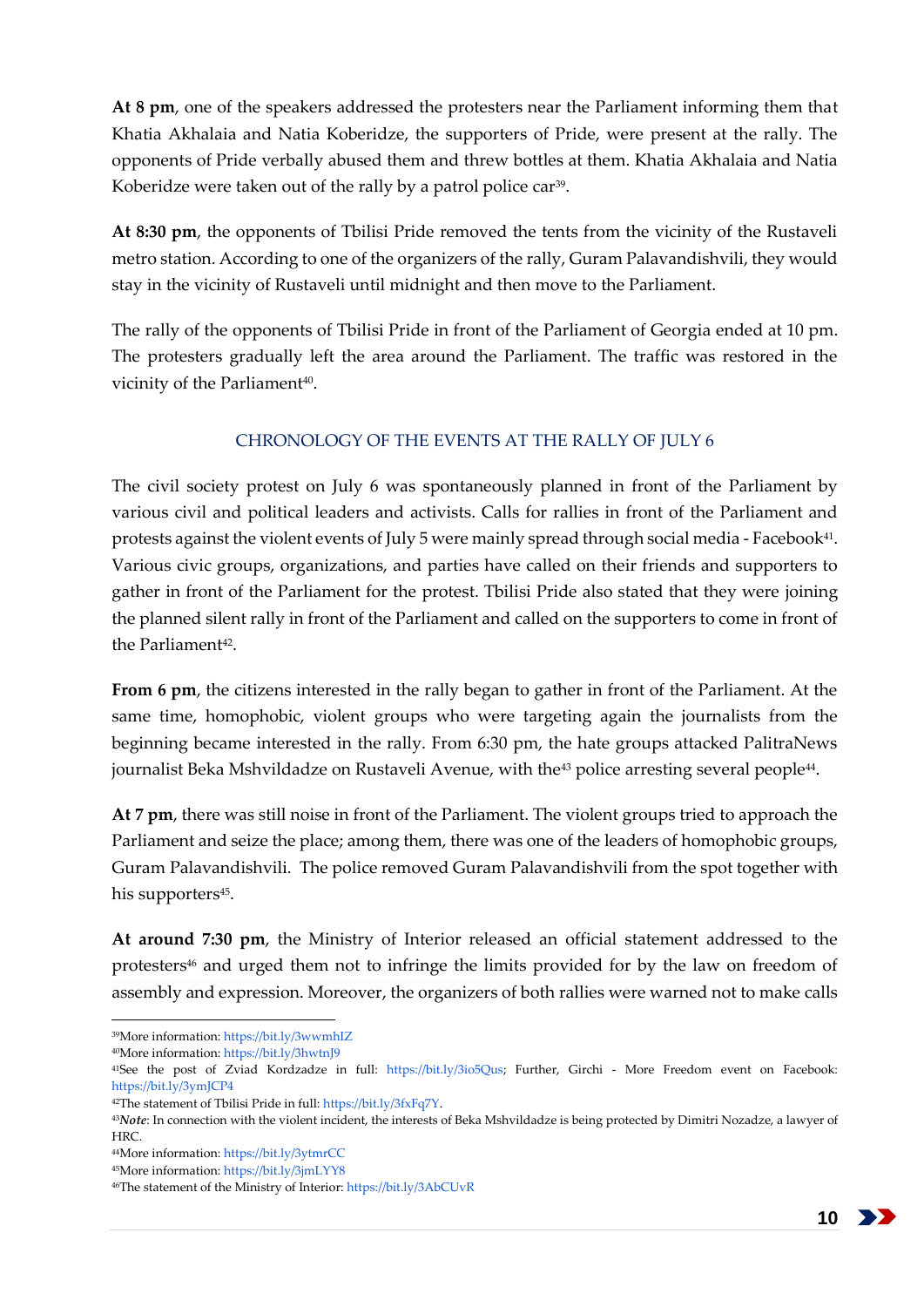**At 8 pm**, one of the speakers addressed the protesters near the Parliament informing them that Khatia Akhalaia and Natia Koberidze, the supporters of Pride, were present at the rally. The opponents of Pride verbally abused them and threw bottles at them. Khatia Akhalaia and Natia Koberidze were taken out of the rally by a patrol police car[39].

**At 8:30 pm**, the opponents of Tbilisi Pride removed the tents from the vicinity of the Rustaveli metro station. According to one of the organizers of the rally, Guram Palavandishvili, they would stay in the vicinity of Rustaveli until midnight and then move to the Parliament.

The rally of the opponents of Tbilisi Pride in front of the Parliament of Georgia ended at 10 pm. The protesters gradually left the area around the Parliament. The traffic was restored in the vicinity of the Parliament[40].

## CHRONOLOGY OF THE EVENTS AT THE RALLY OF JULY 6

The civil society protest on July 6 was spontaneously planned in front of the Parliament by various civil and political leaders and activists. Calls for rallies in front of the Parliament and protests against the violent events of July 5 were mainly spread through social media - Facebook[41]. Various civic groups, organizations, and parties have called on their friends and supporters to gather in front of the Parliament for the protest. Tbilisi Pride also stated that they were joining the planned silent rally in front of the Parliament and called on the supporters to come in front of the Parliament[42].

**From 6 pm**, the citizens interested in the rally began to gather in front of the Parliament. At the same time, homophobic, violent groups who were targeting again the journalists from the beginning became interested in the rally. From 6:30 pm, the hate groups attacked PalitraNews journalist Beka Mshvildadze on Rustaveli Avenue, with the[43] police arresting several people[44].

**At 7 pm**, there was still noise in front of the Parliament. The violent groups tried to approach the Parliament and seize the place; among them, there was one of the leaders of homophobic groups, Guram Palavandishvili. The police removed Guram Palavandishvili from the spot together with his supporters[45].

**At around 7:30 pm**, the Ministry of Interior released an official statement addressed to the protesters[46] and urged them not to infringe the limits provided for by the law on freedom of assembly and expression. Moreover, the organizers of both rallies were warned not to make calls

---

[39]More information: https://bit.ly/3wwmhIZ

[40]More information: https://bit.ly/3hwtnJ9

[41]See the post of Zviad Kordzadze in full: https://bit.ly/3io5Qus; Further, Girchi - More Freedom event on Facebook: https://bit.ly/3ymJCP4

[42]The statement of Tbilisi Pride in full: https://bit.ly/3fxFq7Y.

[43]*Note*: In connection with the violent incident, the interests of Beka Mshvildadze is being protected by Dimitri Nozadze, a lawyer of HRC.

[44]More information: https://bit.ly/3ytmrCC

[45]More information: https://bit.ly/3jmLYY8

[46]The statement of the Ministry of Interior: https://bit.ly/3AbCUvR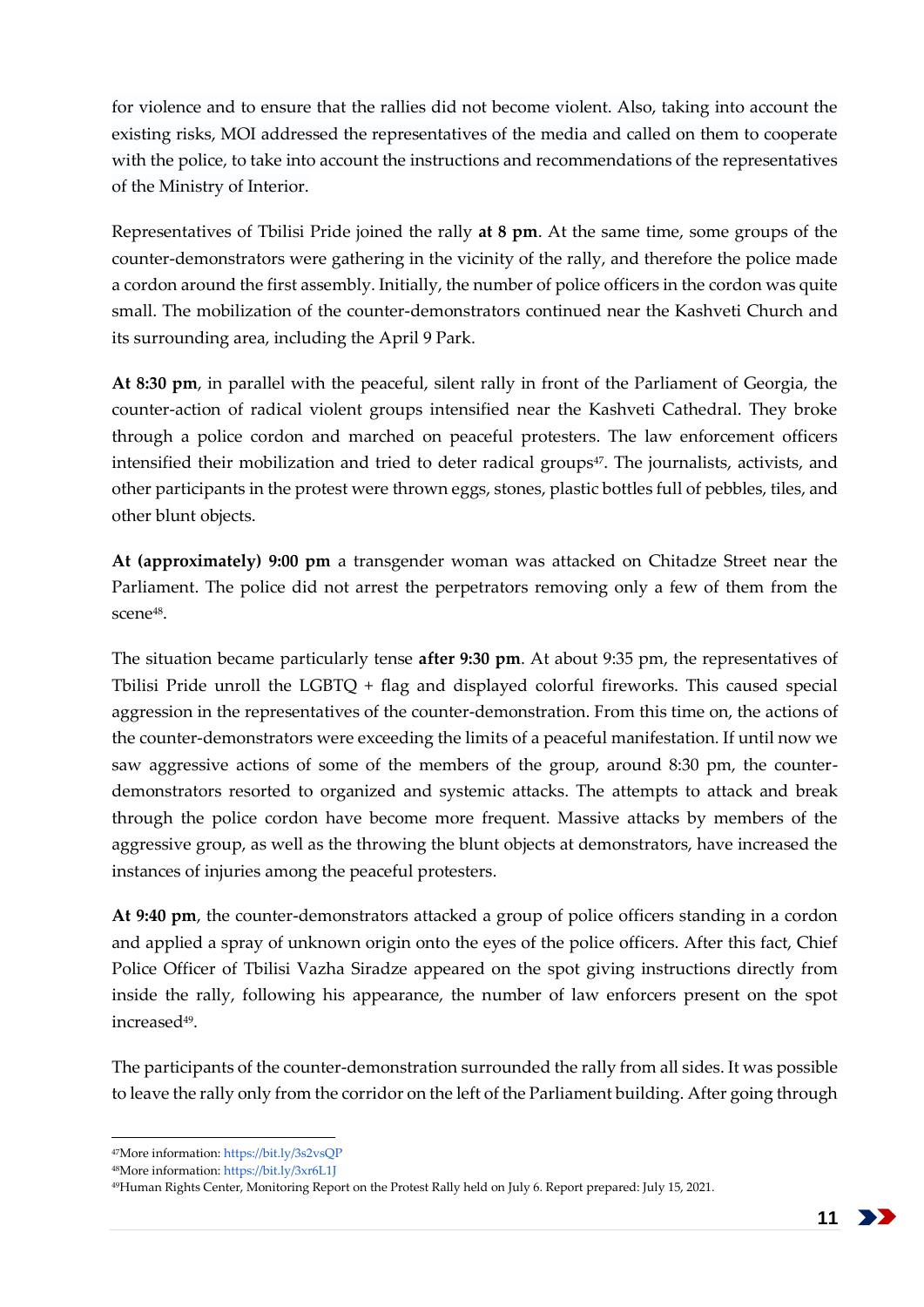for violence and to ensure that the rallies did not become violent. Also, taking into account the existing risks, MOI addressed the representatives of the media and called on them to cooperate with the police, to take into account the instructions and recommendations of the representatives of the Ministry of Interior.

Representatives of Tbilisi Pride joined the rally **at 8 pm**. At the same time, some groups of the counter-demonstrators were gathering in the vicinity of the rally, and therefore the police made a cordon around the first assembly. Initially, the number of police officers in the cordon was quite small. The mobilization of the counter-demonstrators continued near the Kashveti Church and its surrounding area, including the April 9 Park.

**At 8:30 pm**, in parallel with the peaceful, silent rally in front of the Parliament of Georgia, the counter-action of radical violent groups intensified near the Kashveti Cathedral. They broke through a police cordon and marched on peaceful protesters. The law enforcement officers intensified their mobilization and tried to deter radical groups[47]. The journalists, activists, and other participants in the protest were thrown eggs, stones, plastic bottles full of pebbles, tiles, and other blunt objects.

**At (approximately) 9:00 pm** a transgender woman was attacked on Chitadze Street near the Parliament. The police did not arrest the perpetrators removing only a few of them from the scene[48].

The situation became particularly tense **after 9:30 pm**. At about 9:35 pm, the representatives of Tbilisi Pride unroll the LGBTQ + flag and displayed colorful fireworks. This caused special aggression in the representatives of the counter-demonstration. From this time on, the actions of the counter-demonstrators were exceeding the limits of a peaceful manifestation. If until now we saw aggressive actions of some of the members of the group, around 8:30 pm, the counter-demonstrators resorted to organized and systemic attacks. The attempts to attack and break through the police cordon have become more frequent. Massive attacks by members of the aggressive group, as well as the throwing the blunt objects at demonstrators, have increased the instances of injuries among the peaceful protesters.

**At 9:40 pm**, the counter-demonstrators attacked a group of police officers standing in a cordon and applied a spray of unknown origin onto the eyes of the police officers. After this fact, Chief Police Officer of Tbilisi Vazha Siradze appeared on the spot giving instructions directly from inside the rally, following his appearance, the number of law enforcers present on the spot increased[49].

The participants of the counter-demonstration surrounded the rally from all sides. It was possible to leave the rally only from the corridor on the left of the Parliament building. After going through

---

[47]More information: https://bit.ly/3s2vsQP

[48]More information: https://bit.ly/3xr6L1J

[49]Human Rights Center, Monitoring Report on the Protest Rally held on July 6. Report prepared: July 15, 2021.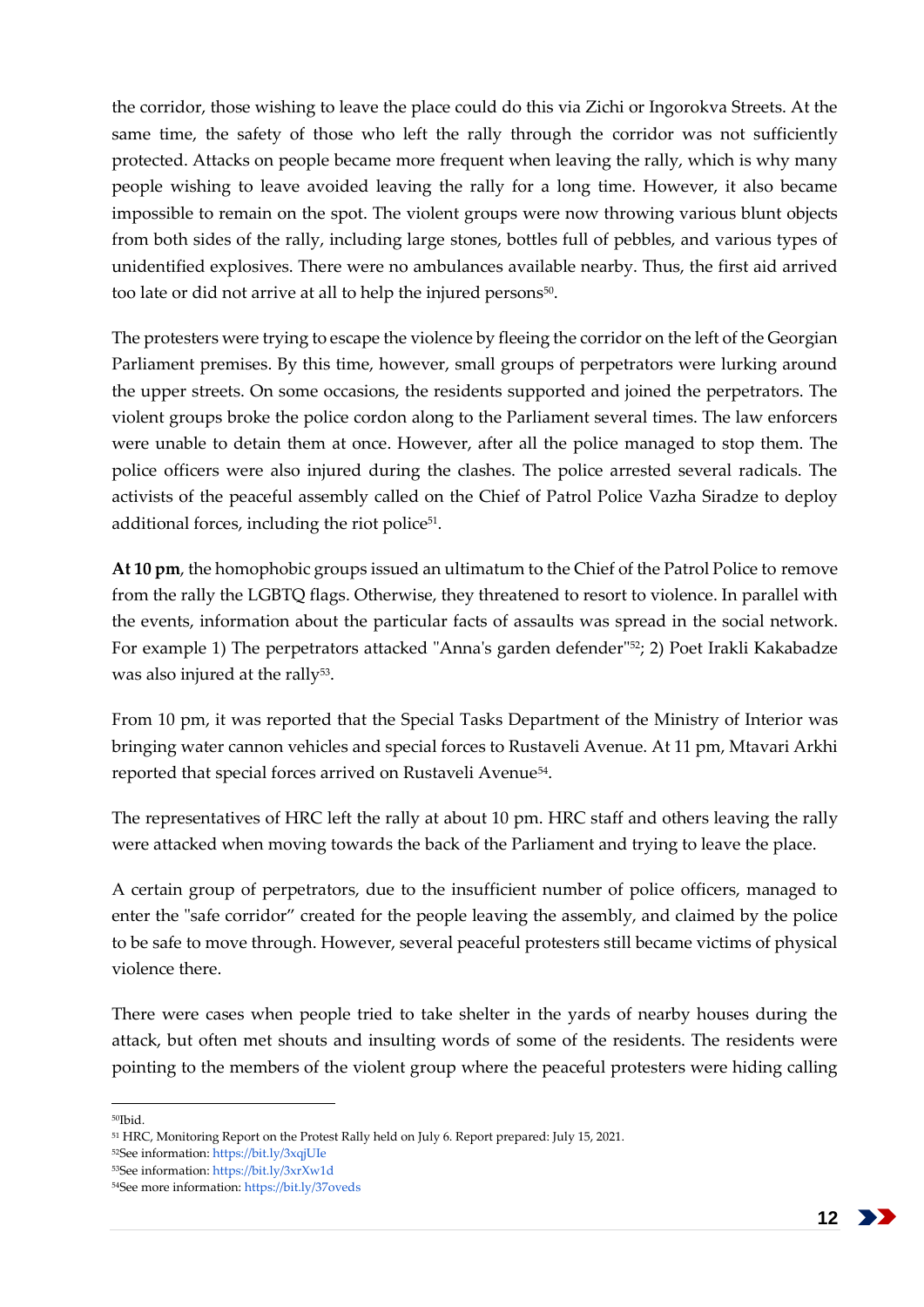the corridor, those wishing to leave the place could do this via Zichi or Ingorokva Streets. At the same time, the safety of those who left the rally through the corridor was not sufficiently protected. Attacks on people became more frequent when leaving the rally, which is why many people wishing to leave avoided leaving the rally for a long time. However, it also became impossible to remain on the spot. The violent groups were now throwing various blunt objects from both sides of the rally, including large stones, bottles full of pebbles, and various types of unidentified explosives. There were no ambulances available nearby. Thus, the first aid arrived too late or did not arrive at all to help the injured persons[50].

The protesters were trying to escape the violence by fleeing the corridor on the left of the Georgian Parliament premises. By this time, however, small groups of perpetrators were lurking around the upper streets. On some occasions, the residents supported and joined the perpetrators. The violent groups broke the police cordon along to the Parliament several times. The law enforcers were unable to detain them at once. However, after all the police managed to stop them. The police officers were also injured during the clashes. The police arrested several radicals. The activists of the peaceful assembly called on the Chief of Patrol Police Vazha Siradze to deploy additional forces, including the riot police[51].

**At 10 pm**, the homophobic groups issued an ultimatum to the Chief of the Patrol Police to remove from the rally the LGBTQ flags. Otherwise, they threatened to resort to violence. In parallel with the events, information about the particular facts of assaults was spread in the social network. For example 1) The perpetrators attacked "Anna's garden defender"[52]; 2) Poet Irakli Kakabadze was also injured at the rally[53].

From 10 pm, it was reported that the Special Tasks Department of the Ministry of Interior was bringing water cannon vehicles and special forces to Rustaveli Avenue. At 11 pm, Mtavari Arkhi reported that special forces arrived on Rustaveli Avenue[54].

The representatives of HRC left the rally at about 10 pm. HRC staff and others leaving the rally were attacked when moving towards the back of the Parliament and trying to leave the place.

A certain group of perpetrators, due to the insufficient number of police officers, managed to enter the "safe corridor" created for the people leaving the assembly, and claimed by the police to be safe to move through. However, several peaceful protesters still became victims of physical violence there.

There were cases when people tried to take shelter in the yards of nearby houses during the attack, but often met shouts and insulting words of some of the residents. The residents were pointing to the members of the violent group where the peaceful protesters were hiding calling

---

[50] Ibid.

[51] HRC, Monitoring Report on the Protest Rally held on July 6. Report prepared: July 15, 2021.

[52] See information: https://bit.ly/3xqjUIe

[53] See information: https://bit.ly/3xrXw1d

[54] See more information: https://bit.ly/37oveds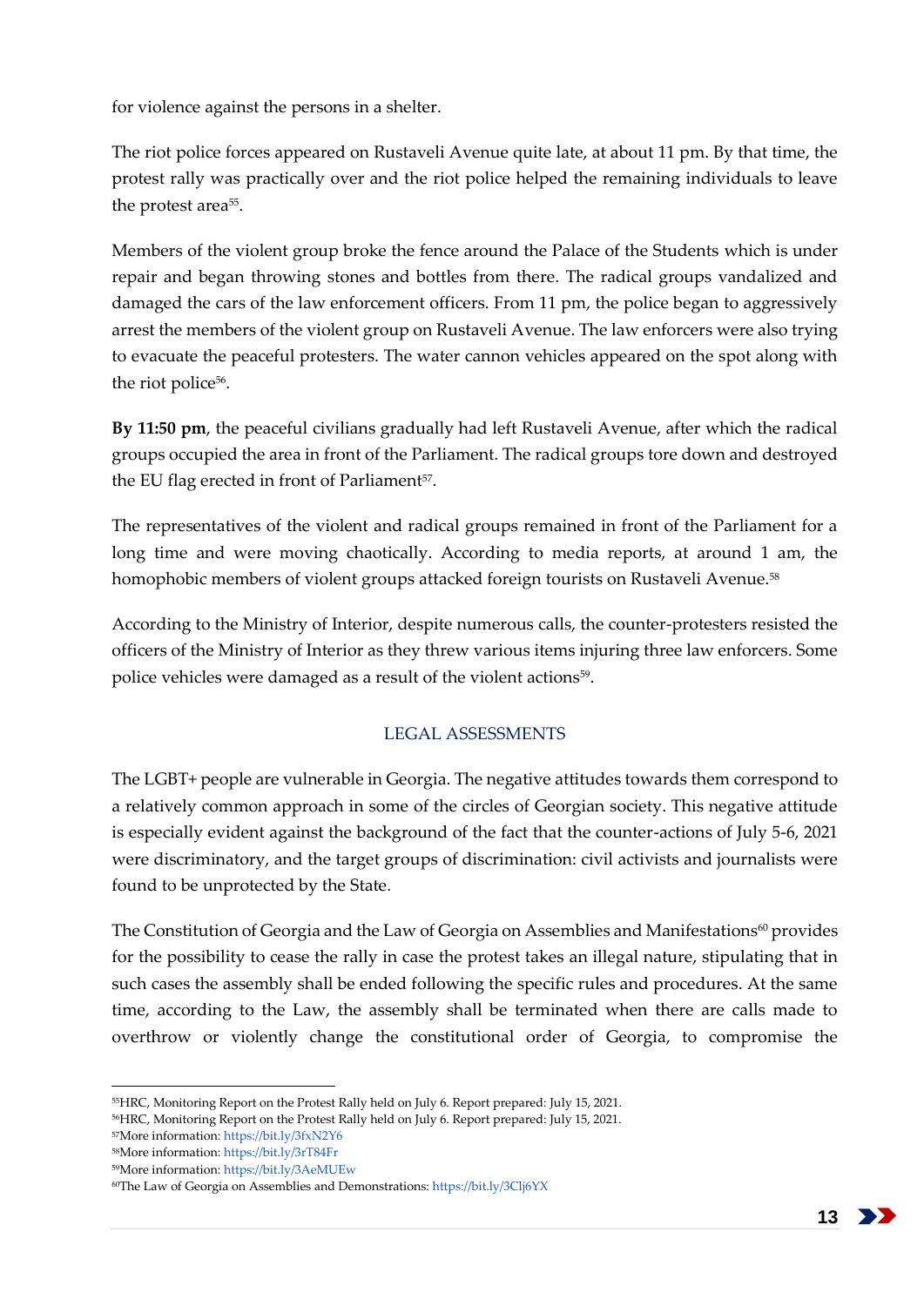for violence against the persons in a shelter.

The riot police forces appeared on Rustaveli Avenue quite late, at about 11 pm. By that time, the protest rally was practically over and the riot police helped the remaining individuals to leave the protest area[55].

Members of the violent group broke the fence around the Palace of the Students which is under repair and began throwing stones and bottles from there. The radical groups vandalized and damaged the cars of the law enforcement officers. From 11 pm, the police began to aggressively arrest the members of the violent group on Rustaveli Avenue. The law enforcers were also trying to evacuate the peaceful protesters. The water cannon vehicles appeared on the spot along with the riot police[56].

**By 11:50 pm**, the peaceful civilians gradually had left Rustaveli Avenue, after which the radical groups occupied the area in front of the Parliament. The radical groups tore down and destroyed the EU flag erected in front of Parliament[57].

The representatives of the violent and radical groups remained in front of the Parliament for a long time and were moving chaotically. According to media reports, at around 1 am, the homophobic members of violent groups attacked foreign tourists on Rustaveli Avenue.[58]

According to the Ministry of Interior, despite numerous calls, the counter-protesters resisted the officers of the Ministry of Interior as they threw various items injuring three law enforcers. Some police vehicles were damaged as a result of the violent actions[59].

## LEGAL ASSESSMENTS

The LGBT+ people are vulnerable in Georgia. The negative attitudes towards them correspond to a relatively common approach in some of the circles of Georgian society. This negative attitude is especially evident against the background of the fact that the counter-actions of July 5-6, 2021 were discriminatory, and the target groups of discrimination: civil activists and journalists were found to be unprotected by the State.

The Constitution of Georgia and the Law of Georgia on Assemblies and Manifestations[60] provides for the possibility to cease the rally in case the protest takes an illegal nature, stipulating that in such cases the assembly shall be ended following the specific rules and procedures. At the same time, according to the Law, the assembly shall be terminated when there are calls made to overthrow or violently change the constitutional order of Georgia, to compromise the

---

[55] HRC, Monitoring Report on the Protest Rally held on July 6. Report prepared: July 15, 2021.
[56] HRC, Monitoring Report on the Protest Rally held on July 6. Report prepared: July 15, 2021.
[57] More information: https://bit.ly/3fxN2Y6
[58] More information: https://bit.ly/3rT84Fr
[59] More information: https://bit.ly/3AeMUEw
[60] The Law of Georgia on Assemblies and Demonstrations: https://bit.ly/3Clj6YX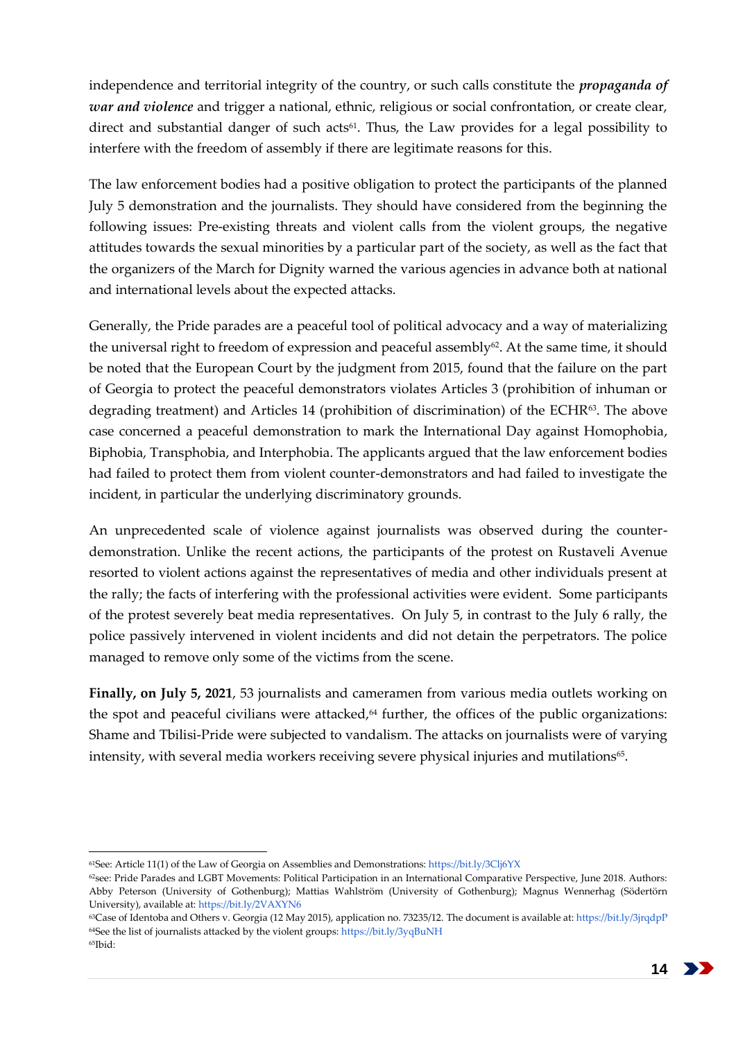independence and territorial integrity of the country, or such calls constitute the ***propaganda of war and violence*** and trigger a national, ethnic, religious or social confrontation, or create clear, direct and substantial danger of such acts[61]. Thus, the Law provides for a legal possibility to interfere with the freedom of assembly if there are legitimate reasons for this.

The law enforcement bodies had a positive obligation to protect the participants of the planned July 5 demonstration and the journalists. They should have considered from the beginning the following issues: Pre-existing threats and violent calls from the violent groups, the negative attitudes towards the sexual minorities by a particular part of the society, as well as the fact that the organizers of the March for Dignity warned the various agencies in advance both at national and international levels about the expected attacks.

Generally, the Pride parades are a peaceful tool of political advocacy and a way of materializing the universal right to freedom of expression and peaceful assembly[62]. At the same time, it should be noted that the European Court by the judgment from 2015, found that the failure on the part of Georgia to protect the peaceful demonstrators violates Articles 3 (prohibition of inhuman or degrading treatment) and Articles 14 (prohibition of discrimination) of the ECHR[63]. The above case concerned a peaceful demonstration to mark the International Day against Homophobia, Biphobia, Transphobia, and Interphobia. The applicants argued that the law enforcement bodies had failed to protect them from violent counter-demonstrators and had failed to investigate the incident, in particular the underlying discriminatory grounds.

An unprecedented scale of violence against journalists was observed during the counter-demonstration. Unlike the recent actions, the participants of the protest on Rustaveli Avenue resorted to violent actions against the representatives of media and other individuals present at the rally; the facts of interfering with the professional activities were evident. Some participants of the protest severely beat media representatives. On July 5, in contrast to the July 6 rally, the police passively intervened in violent incidents and did not detain the perpetrators. The police managed to remove only some of the victims from the scene.

**Finally, on July 5, 2021**, 53 journalists and cameramen from various media outlets working on the spot and peaceful civilians were attacked,[64] further, the offices of the public organizations: Shame and Tbilisi-Pride were subjected to vandalism. The attacks on journalists were of varying intensity, with several media workers receiving severe physical injuries and mutilations[65].

---

[61]See: Article 11(1) of the Law of Georgia on Assemblies and Demonstrations: https://bit.ly/3Clj6YX

[62]see: Pride Parades and LGBT Movements: Political Participation in an International Comparative Perspective, June 2018. Authors: Abby Peterson (University of Gothenburg); Mattias Wahlström (University of Gothenburg); Magnus Wennerhag (Södertörn University), available at: https://bit.ly/2VAXYN6

[63]Case of Identoba and Others v. Georgia (12 May 2015), application no. 73235/12. The document is available at: https://bit.ly/3jrqdpP

[64]See the list of journalists attacked by the violent groups: https://bit.ly/3yqBuNH

[65]Ibid: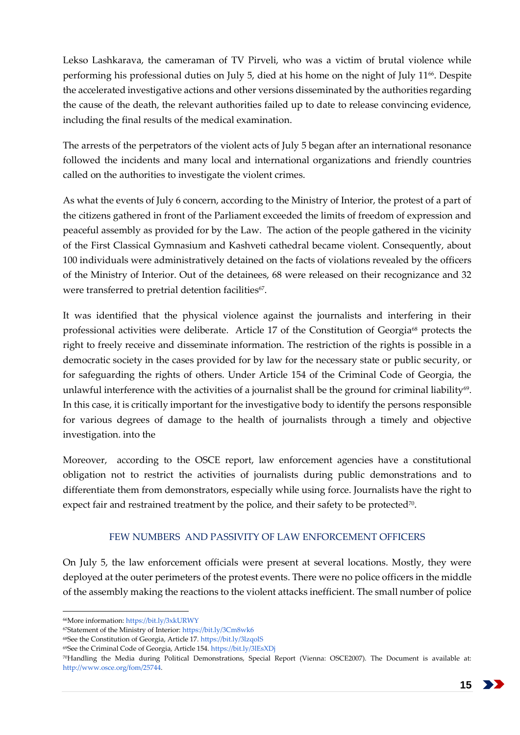Lekso Lashkarava, the cameraman of TV Pirveli, who was a victim of brutal violence while performing his professional duties on July 5, died at his home on the night of July 11[66]. Despite the accelerated investigative actions and other versions disseminated by the authorities regarding the cause of the death, the relevant authorities failed up to date to release convincing evidence, including the final results of the medical examination.

The arrests of the perpetrators of the violent acts of July 5 began after an international resonance followed the incidents and many local and international organizations and friendly countries called on the authorities to investigate the violent crimes.

As what the events of July 6 concern, according to the Ministry of Interior, the protest of a part of the citizens gathered in front of the Parliament exceeded the limits of freedom of expression and peaceful assembly as provided for by the Law. The action of the people gathered in the vicinity of the First Classical Gymnasium and Kashveti cathedral became violent. Consequently, about 100 individuals were administratively detained on the facts of violations revealed by the officers of the Ministry of Interior. Out of the detainees, 68 were released on their recognizance and 32 were transferred to pretrial detention facilities[67].

It was identified that the physical violence against the journalists and interfering in their professional activities were deliberate. Article 17 of the Constitution of Georgia[68] protects the right to freely receive and disseminate information. The restriction of the rights is possible in a democratic society in the cases provided for by law for the necessary state or public security, or for safeguarding the rights of others. Under Article 154 of the Criminal Code of Georgia, the unlawful interference with the activities of a journalist shall be the ground for criminal liability[69]. In this case, it is critically important for the investigative body to identify the persons responsible for various degrees of damage to the health of journalists through a timely and objective investigation. into the

Moreover, according to the OSCE report, law enforcement agencies have a constitutional obligation not to restrict the activities of journalists during public demonstrations and to differentiate them from demonstrators, especially while using force. Journalists have the right to expect fair and restrained treatment by the police, and their safety to be protected[70].

## FEW NUMBERS AND PASSIVITY OF LAW ENFORCEMENT OFFICERS

On July 5, the law enforcement officials were present at several locations. Mostly, they were deployed at the outer perimeters of the protest events. There were no police officers in the middle of the assembly making the reactions to the violent attacks inefficient. The small number of police

---

[66]More information: https://bit.ly/3xkURWY

[67]Statement of the Ministry of Interior: https://bit.ly/3Cm8wk6

[68]See the Constitution of Georgia, Article 17. https://bit.ly/3lzqolS

[69]See the Criminal Code of Georgia, Article 154. https://bit.ly/3lEsXDj

[70]Handling the Media during Political Demonstrations, Special Report (Vienna: OSCE2007). The Document is available at: http://www.osce.org/fom/25744.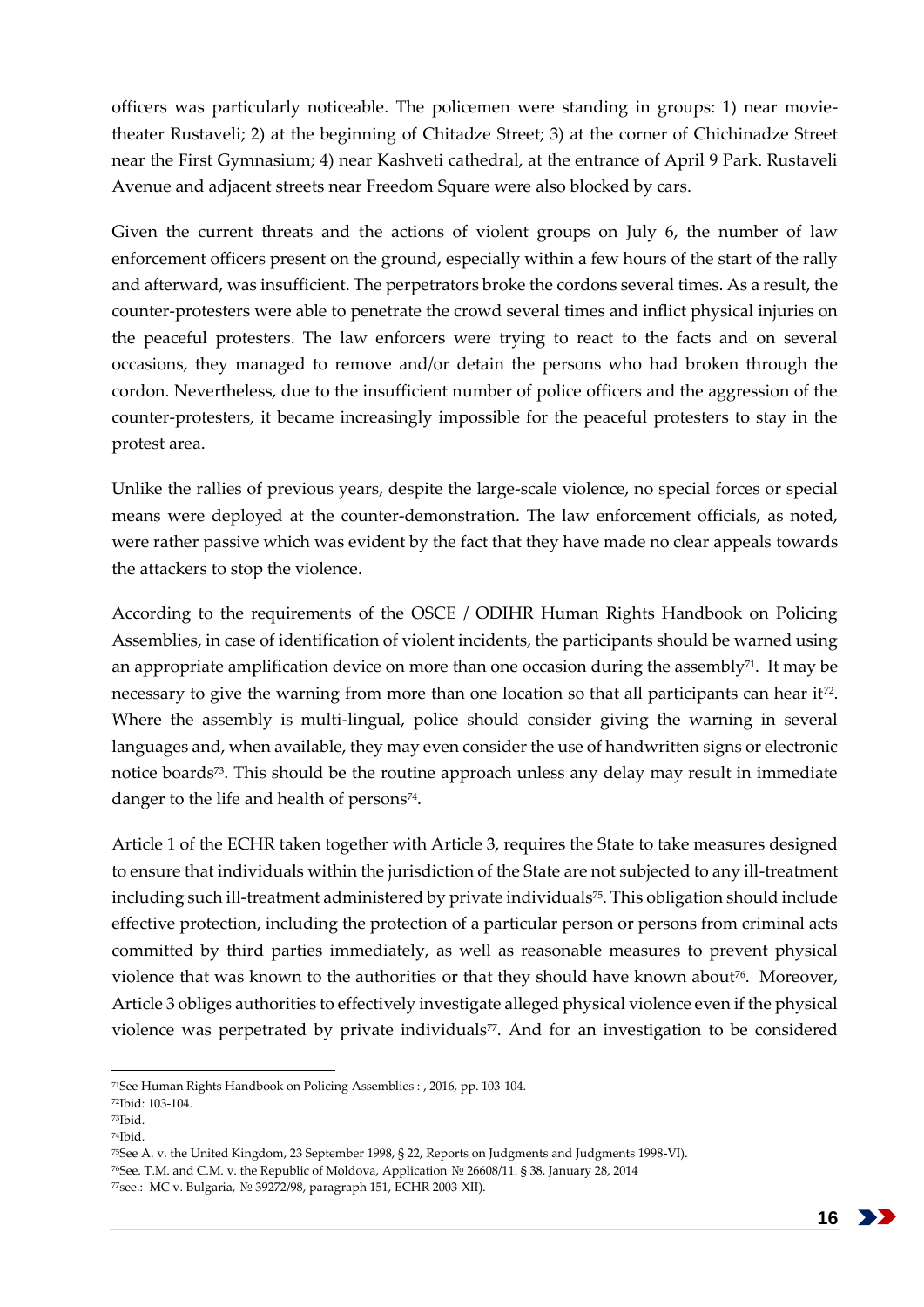officers was particularly noticeable. The policemen were standing in groups: 1) near movie-theater Rustaveli; 2) at the beginning of Chitadze Street; 3) at the corner of Chichinadze Street near the First Gymnasium; 4) near Kashveti cathedral, at the entrance of April 9 Park. Rustaveli Avenue and adjacent streets near Freedom Square were also blocked by cars.

Given the current threats and the actions of violent groups on July 6, the number of law enforcement officers present on the ground, especially within a few hours of the start of the rally and afterward, was insufficient. The perpetrators broke the cordons several times. As a result, the counter-protesters were able to penetrate the crowd several times and inflict physical injuries on the peaceful protesters. The law enforcers were trying to react to the facts and on several occasions, they managed to remove and/or detain the persons who had broken through the cordon. Nevertheless, due to the insufficient number of police officers and the aggression of the counter-protesters, it became increasingly impossible for the peaceful protesters to stay in the protest area.

Unlike the rallies of previous years, despite the large-scale violence, no special forces or special means were deployed at the counter-demonstration. The law enforcement officials, as noted, were rather passive which was evident by the fact that they have made no clear appeals towards the attackers to stop the violence.

According to the requirements of the OSCE / ODIHR Human Rights Handbook on Policing Assemblies, in case of identification of violent incidents, the participants should be warned using an appropriate amplification device on more than one occasion during the assembly[71]. It may be necessary to give the warning from more than one location so that all participants can hear it[72]. Where the assembly is multi-lingual, police should consider giving the warning in several languages and, when available, they may even consider the use of handwritten signs or electronic notice boards[73]. This should be the routine approach unless any delay may result in immediate danger to the life and health of persons[74].

Article 1 of the ECHR taken together with Article 3, requires the State to take measures designed to ensure that individuals within the jurisdiction of the State are not subjected to any ill-treatment including such ill-treatment administered by private individuals[75]. This obligation should include effective protection, including the protection of a particular person or persons from criminal acts committed by third parties immediately, as well as reasonable measures to prevent physical violence that was known to the authorities or that they should have known about[76]. Moreover, Article 3 obliges authorities to effectively investigate alleged physical violence even if the physical violence was perpetrated by private individuals[77]. And for an investigation to be considered

---

[71]See Human Rights Handbook on Policing Assemblies : , 2016, pp. 103-104.

[72]Ibid: 103-104.

[73]Ibid.

[74]Ibid.

[75]See A. v. the United Kingdom, 23 September 1998, § 22, Reports on Judgments and Judgments 1998-VI).

[76]See. T.M. and C.M. v. the Republic of Moldova, Application № 26608/11. § 38. January 28, 2014

[77]see.: MC v. Bulgaria, № 39272/98, paragraph 151, ECHR 2003-XII).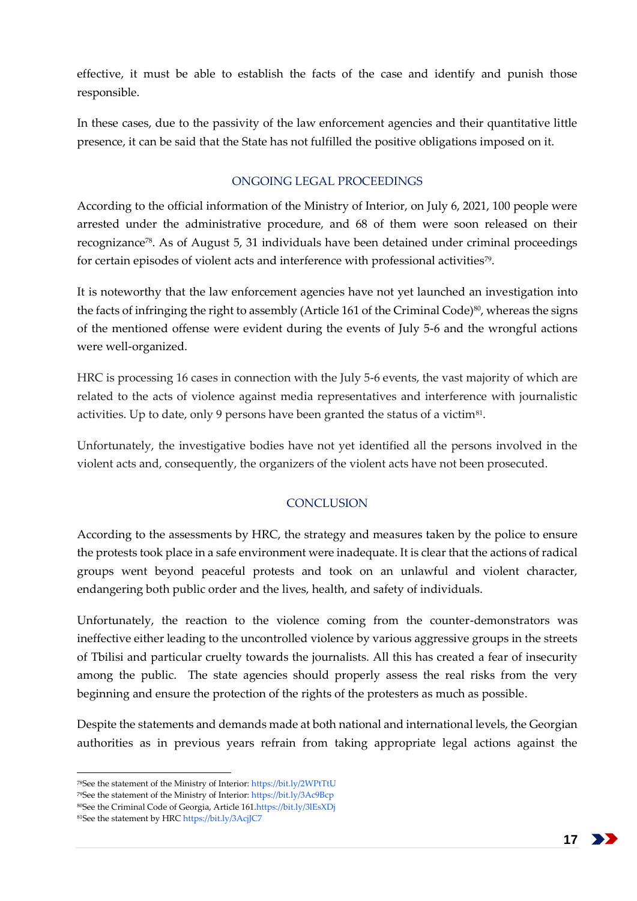effective, it must be able to establish the facts of the case and identify and punish those responsible.

In these cases, due to the passivity of the law enforcement agencies and their quantitative little presence, it can be said that the State has not fulfilled the positive obligations imposed on it.

## ONGOING LEGAL PROCEEDINGS

According to the official information of the Ministry of Interior, on July 6, 2021, 100 people were arrested under the administrative procedure, and 68 of them were soon released on their recognizance[78]. As of August 5, 31 individuals have been detained under criminal proceedings for certain episodes of violent acts and interference with professional activities[79].

It is noteworthy that the law enforcement agencies have not yet launched an investigation into the facts of infringing the right to assembly (Article 161 of the Criminal Code)[80], whereas the signs of the mentioned offense were evident during the events of July 5-6 and the wrongful actions were well-organized.

HRC is processing 16 cases in connection with the July 5-6 events, the vast majority of which are related to the acts of violence against media representatives and interference with journalistic activities. Up to date, only 9 persons have been granted the status of a victim[81].

Unfortunately, the investigative bodies have not yet identified all the persons involved in the violent acts and, consequently, the organizers of the violent acts have not been prosecuted.

## CONCLUSION

According to the assessments by HRC, the strategy and measures taken by the police to ensure the protests took place in a safe environment were inadequate. It is clear that the actions of radical groups went beyond peaceful protests and took on an unlawful and violent character, endangering both public order and the lives, health, and safety of individuals.

Unfortunately, the reaction to the violence coming from the counter-demonstrators was ineffective either leading to the uncontrolled violence by various aggressive groups in the streets of Tbilisi and particular cruelty towards the journalists. All this has created a fear of insecurity among the public. The state agencies should properly assess the real risks from the very beginning and ensure the protection of the rights of the protesters as much as possible.

Despite the statements and demands made at both national and international levels, the Georgian authorities as in previous years refrain from taking appropriate legal actions against the

---

[78] See the statement of the Ministry of Interior: https://bit.ly/2WPtTtU

[79] See the statement of the Ministry of Interior: https://bit.ly/3Ac9Bcp

[80] See the Criminal Code of Georgia, Article 161. https://bit.ly/3lEsXDj

[81] See the statement by HRC https://bit.ly/3AcjJC7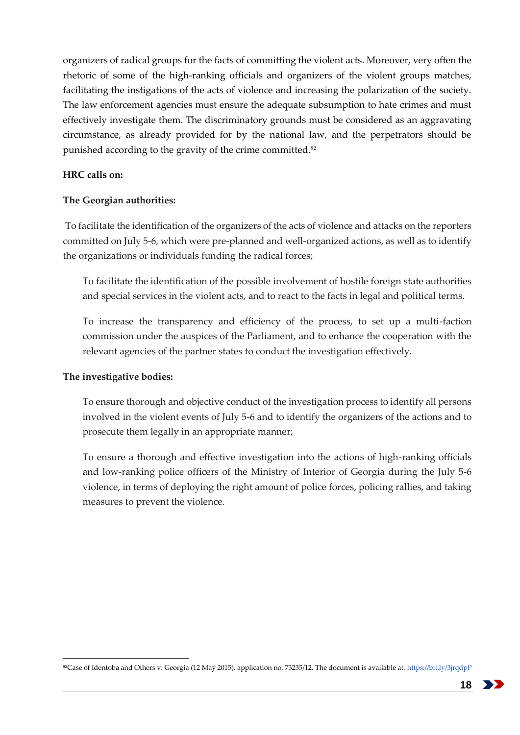organizers of radical groups for the facts of committing the violent acts. Moreover, very often the rhetoric of some of the high-ranking officials and organizers of the violent groups matches, facilitating the instigations of the acts of violence and increasing the polarization of the society. The law enforcement agencies must ensure the adequate subsumption to hate crimes and must effectively investigate them. The discriminatory grounds must be considered as an aggravating circumstance, as already provided for by the national law, and the perpetrators should be punished according to the gravity of the crime committed.[82]

**HRC calls on:**

**<u>The Georgian authorities:</u>**

To facilitate the identification of the organizers of the acts of violence and attacks on the reporters committed on July 5-6, which were pre-planned and well-organized actions, as well as to identify the organizations or individuals funding the radical forces;

To facilitate the identification of the possible involvement of hostile foreign state authorities and special services in the violent acts, and to react to the facts in legal and political terms.

To increase the transparency and efficiency of the process, to set up a multi-faction commission under the auspices of the Parliament, and to enhance the cooperation with the relevant agencies of the partner states to conduct the investigation effectively.

**The investigative bodies:**

To ensure thorough and objective conduct of the investigation process to identify all persons involved in the violent events of July 5-6 and to identify the organizers of the actions and to prosecute them legally in an appropriate manner;

To ensure a thorough and effective investigation into the actions of high-ranking officials and low-ranking police officers of the Ministry of Interior of Georgia during the July 5-6 violence, in terms of deploying the right amount of police forces, policing rallies, and taking measures to prevent the violence.

---

[82] Case of Identoba and Others v. Georgia (12 May 2015), application no. 73235/12. The document is available at: https://bit.ly/3jrqdpP